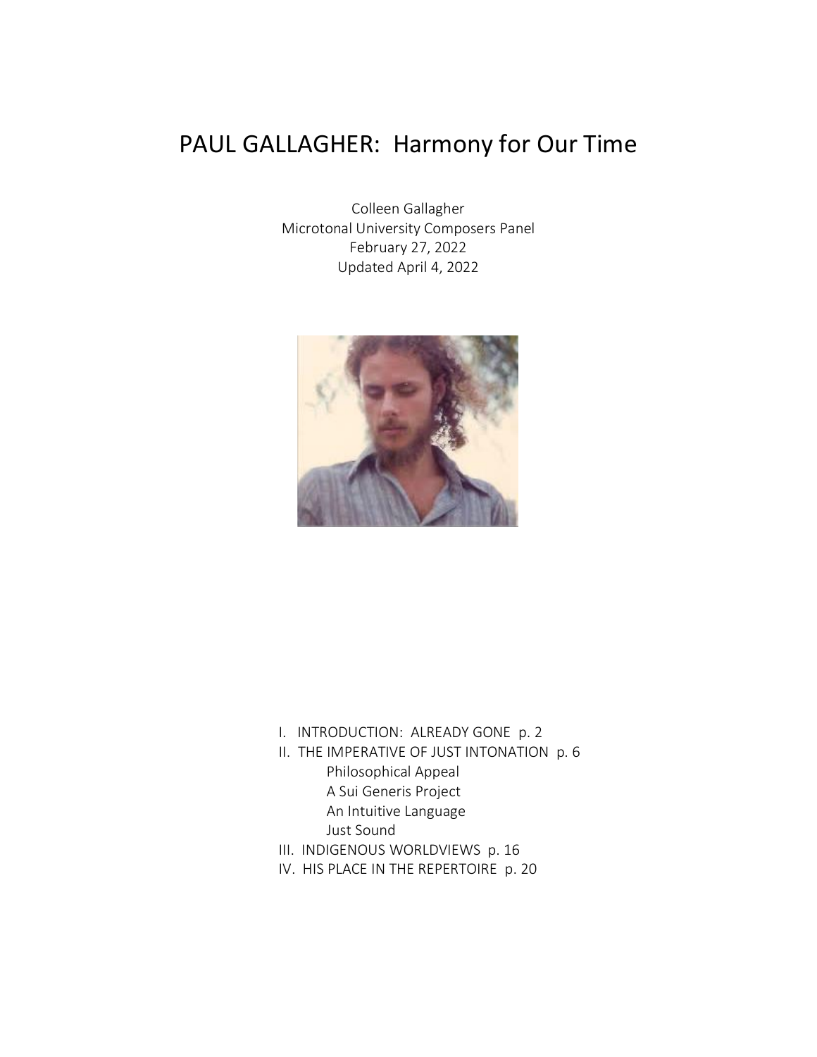# PAUL GALLAGHER: Harmony for Our Time

Colleen Gallagher
Microtonal University Composers Panel
February 27, 2022
Updated April 4, 2022

I. INTRODUCTION: ALREADY GONE p. 2
II. THE IMPERATIVE OF JUST INTONATION p. 6
 Philosophical Appeal
 A Sui Generis Project
 An Intuitive Language
 Just Sound
III. INDIGENOUS WORLDVIEWS p. 16
IV. HIS PLACE IN THE REPERTOIRE p. 20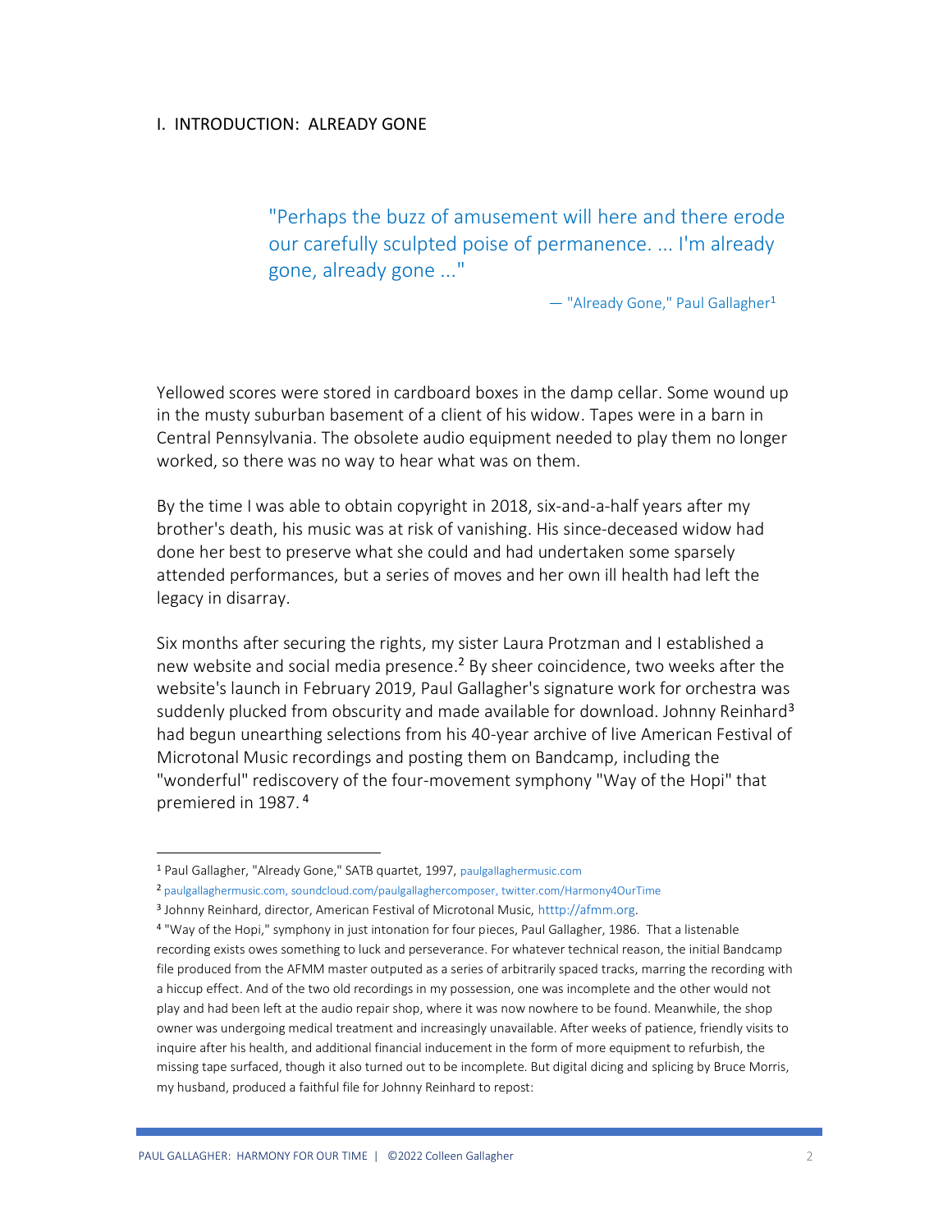## I. INTRODUCTION: ALREADY GONE

> "Perhaps the buzz of amusement will here and there erode our carefully sculpted poise of permanence. ... I'm already gone, already gone ..."
>
> — "Already Gone," Paul Gallagher[1]

Yellowed scores were stored in cardboard boxes in the damp cellar. Some wound up in the musty suburban basement of a client of his widow. Tapes were in a barn in Central Pennsylvania. The obsolete audio equipment needed to play them no longer worked, so there was no way to hear what was on them.

By the time I was able to obtain copyright in 2018, six-and-a-half years after my brother's death, his music was at risk of vanishing. His since-deceased widow had done her best to preserve what she could and had undertaken some sparsely attended performances, but a series of moves and her own ill health had left the legacy in disarray.

Six months after securing the rights, my sister Laura Protzman and I established a new website and social media presence.[2] By sheer coincidence, two weeks after the website's launch in February 2019, Paul Gallagher's signature work for orchestra was suddenly plucked from obscurity and made available for download. Johnny Reinhard[3] had begun unearthing selections from his 40-year archive of live American Festival of Microtonal Music recordings and posting them on Bandcamp, including the "wonderful" rediscovery of the four-movement symphony "Way of the Hopi" that premiered in 1987.[4]

---

[1] Paul Gallagher, "Already Gone," SATB quartet, 1997, paulgallaghermusic.com

[2] paulgallaghermusic.com, soundcloud.com/paulgallaghercomposer, twitter.com/Harmony4OurTime

[3] Johnny Reinhard, director, American Festival of Microtonal Music, http://afmm.org.

[4] "Way of the Hopi," symphony in just intonation for four pieces, Paul Gallagher, 1986. That a listenable recording exists owes something to luck and perseverance. For whatever technical reason, the initial Bandcamp file produced from the AFMM master outputted as a series of arbitrarily spaced tracks, marring the recording with a hiccup effect. And of the two old recordings in my possession, one was incomplete and the other would not play and had been left at the audio repair shop, where it was now nowhere to be found. Meanwhile, the shop owner was undergoing medical treatment and increasingly unavailable. After weeks of patience, friendly visits to inquire after his health, and additional financial inducement in the form of more equipment to refurbish, the missing tape surfaced, though it also turned out to be incomplete. But digital dicing and splicing by Bruce Morris, my husband, produced a faithful file for Johnny Reinhard to repost: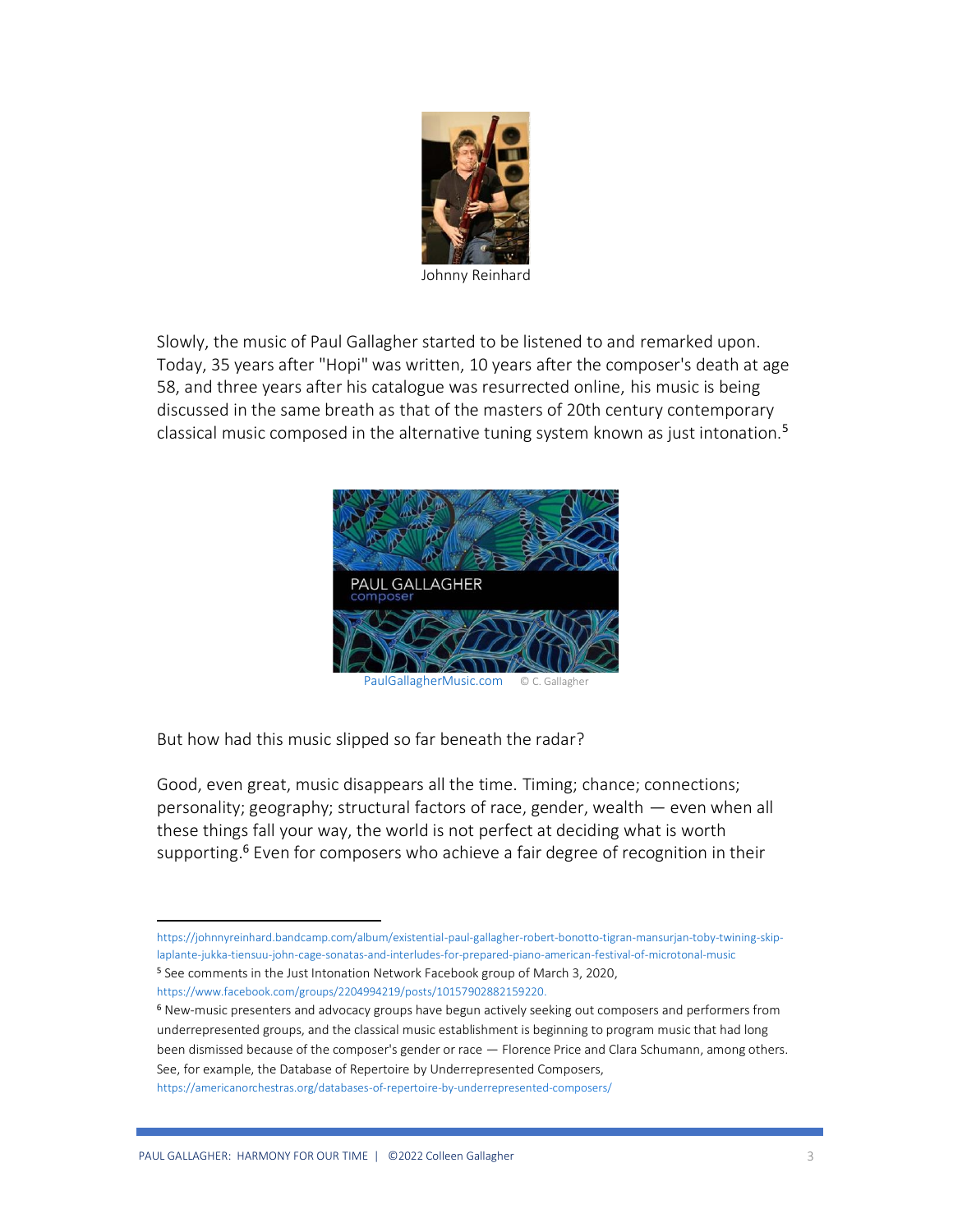Johnny Reinhard

Slowly, the music of Paul Gallagher started to be listened to and remarked upon. Today, 35 years after "Hopi" was written, 10 years after the composer's death at age 58, and three years after his catalogue was resurrected online, his music is being discussed in the same breath as that of the masters of 20th century contemporary classical music composed in the alternative tuning system known as just intonation.[5]

PaulGallagherMusic.com © C. Gallagher

But how had this music slipped so far beneath the radar?

Good, even great, music disappears all the time. Timing; chance; connections; personality; geography; structural factors of race, gender, wealth — even when all these things fall your way, the world is not perfect at deciding what is worth supporting.[6] Even for composers who achieve a fair degree of recognition in their

---

https://johnnyreinhard.bandcamp.com/album/existential-paul-gallagher-robert-bonotto-tigran-mansurjan-toby-twining-skip-laplante-jukka-tiensuu-john-cage-sonatas-and-interludes-for-prepared-piano-american-festival-of-microtonal-music

[5] See comments in the Just Intonation Network Facebook group of March 3, 2020, https://www.facebook.com/groups/2204994219/posts/10157902882159220.

[6] New-music presenters and advocacy groups have begun actively seeking out composers and performers from underrepresented groups, and the classical music establishment is beginning to program music that had long been dismissed because of the composer's gender or race — Florence Price and Clara Schumann, among others. See, for example, the Database of Repertoire by Underrepresented Composers, https://americanorchestras.org/databases-of-repertoire-by-underrepresented-composers/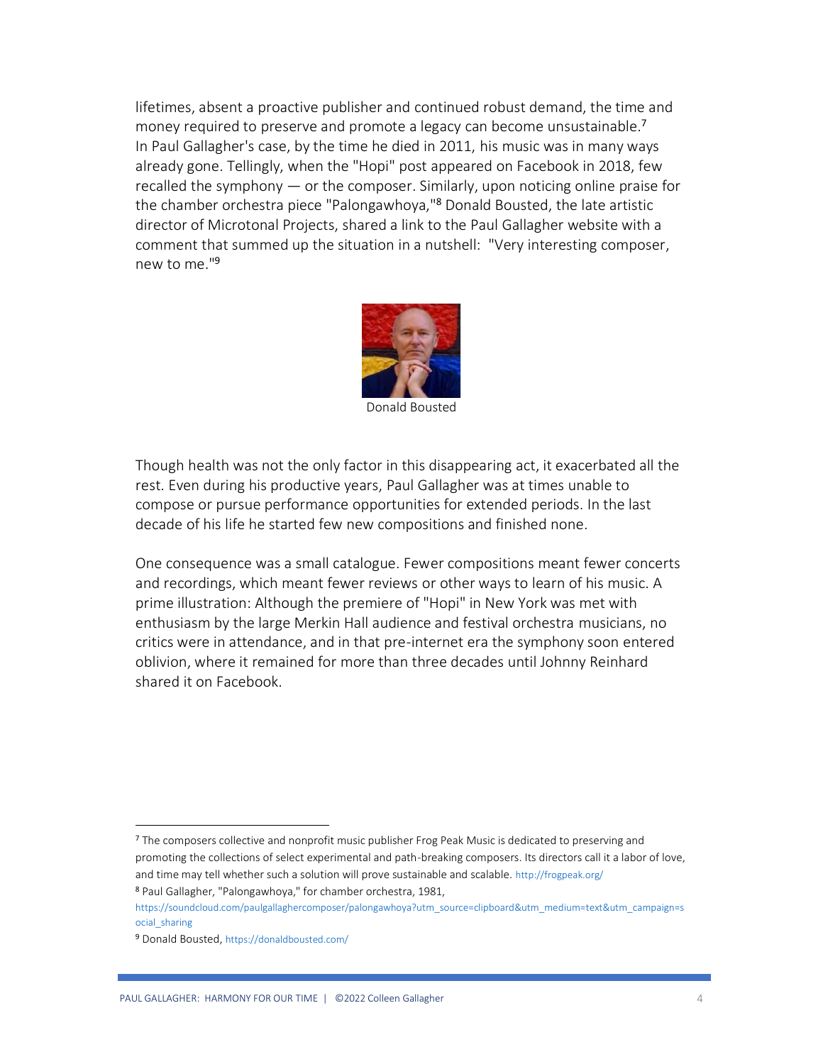lifetimes, absent a proactive publisher and continued robust demand, the time and money required to preserve and promote a legacy can become unsustainable.[7] In Paul Gallagher's case, by the time he died in 2011, his music was in many ways already gone. Tellingly, when the "Hopi" post appeared on Facebook in 2018, few recalled the symphony — or the composer. Similarly, upon noticing online praise for the chamber orchestra piece "Palongawhoya,"[8] Donald Bousted, the late artistic director of Microtonal Projects, shared a link to the Paul Gallagher website with a comment that summed up the situation in a nutshell: "Very interesting composer, new to me."[9]

Donald Bousted

Though health was not the only factor in this disappearing act, it exacerbated all the rest. Even during his productive years, Paul Gallagher was at times unable to compose or pursue performance opportunities for extended periods. In the last decade of his life he started few new compositions and finished none.

One consequence was a small catalogue. Fewer compositions meant fewer concerts and recordings, which meant fewer reviews or other ways to learn of his music. A prime illustration: Although the premiere of "Hopi" in New York was met with enthusiasm by the large Merkin Hall audience and festival orchestra musicians, no critics were in attendance, and in that pre-internet era the symphony soon entered oblivion, where it remained for more than three decades until Johnny Reinhard shared it on Facebook.

---

[7] The composers collective and nonprofit music publisher Frog Peak Music is dedicated to preserving and promoting the collections of select experimental and path-breaking composers. Its directors call it a labor of love, and time may tell whether such a solution will prove sustainable and scalable. http://frogpeak.org/

[8] Paul Gallagher, "Palongawhoya," for chamber orchestra, 1981, https://soundcloud.com/paulgallaghercomposer/palongawhoya?utm_source=clipboard&utm_medium=text&utm_campaign=social_sharing

[9] Donald Bousted, https://donaldbousted.com/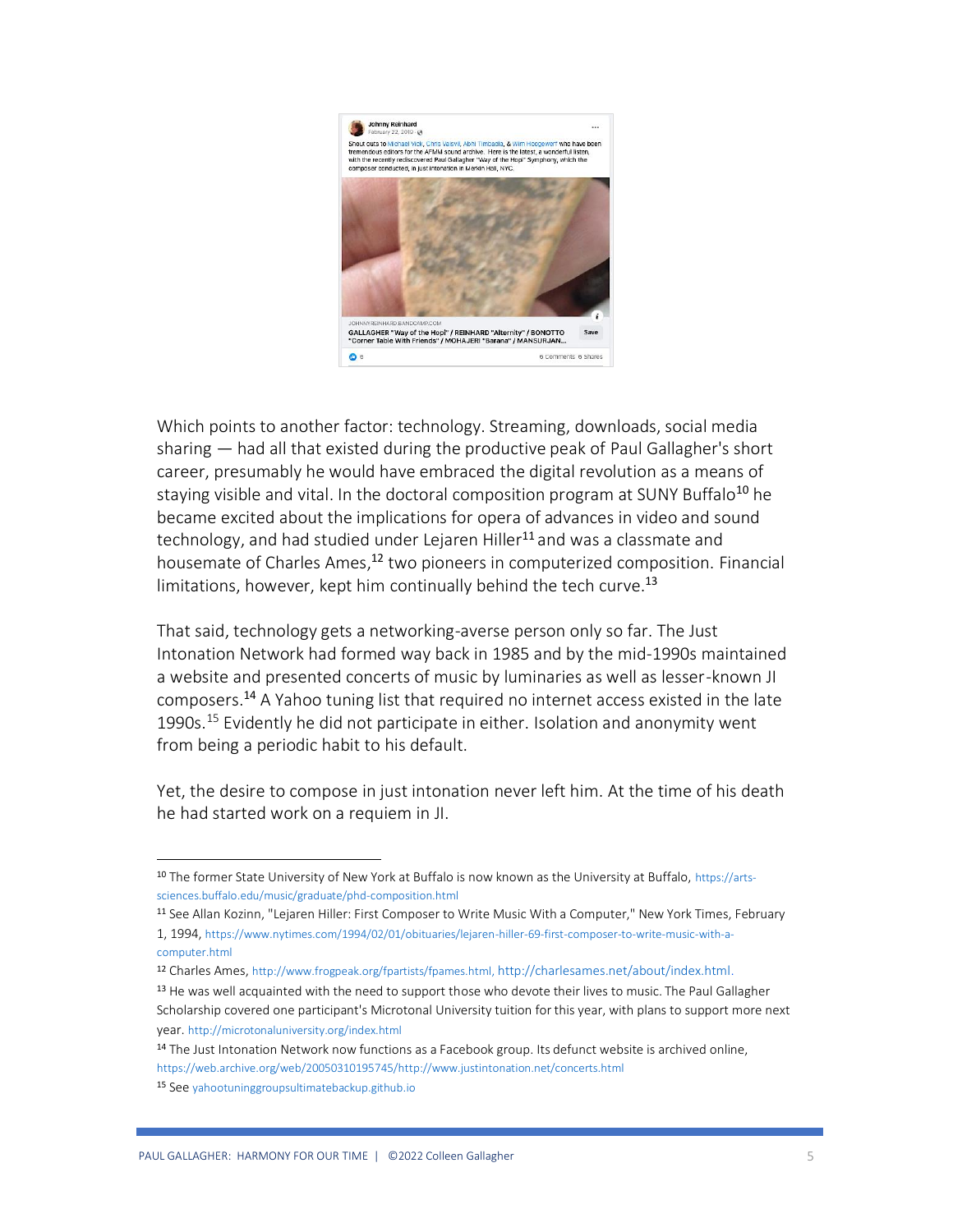Which points to another factor: technology. Streaming, downloads, social media sharing — had all that existed during the productive peak of Paul Gallagher's short career, presumably he would have embraced the digital revolution as a means of staying visible and vital. In the doctoral composition program at SUNY Buffalo[10] he became excited about the implications for opera of advances in video and sound technology, and had studied under Lejaren Hiller[11] and was a classmate and housemate of Charles Ames,[12] two pioneers in computerized composition. Financial limitations, however, kept him continually behind the tech curve.[13]

That said, technology gets a networking-averse person only so far. The Just Intonation Network had formed way back in 1985 and by the mid-1990s maintained a website and presented concerts of music by luminaries as well as lesser-known JI composers.[14] A Yahoo tuning list that required no internet access existed in the late 1990s.[15] Evidently he did not participate in either. Isolation and anonymity went from being a periodic habit to his default.

Yet, the desire to compose in just intonation never left him. At the time of his death he had started work on a requiem in JI.

---

[10] The former State University of New York at Buffalo is now known as the University at Buffalo, https://arts-sciences.buffalo.edu/music/graduate/phd-composition.html

[11] See Allan Kozinn, "Lejaren Hiller: First Composer to Write Music With a Computer," New York Times, February 1, 1994, https://www.nytimes.com/1994/02/01/obituaries/lejaren-hiller-69-first-composer-to-write-music-with-a-computer.html

[12] Charles Ames, http://www.frogpeak.org/fpartists/fpames.html, http://charlesames.net/about/index.html.

[13] He was well acquainted with the need to support those who devote their lives to music. The Paul Gallagher Scholarship covered one participant's Microtonal University tuition for this year, with plans to support more next year. http://microtonaluniversity.org/index.html

[14] The Just Intonation Network now functions as a Facebook group. Its defunct website is archived online, https://web.archive.org/web/20050310195745/http://www.justintonation.net/concerts.html

[15] See yahootuninggroupsultimatebackup.github.io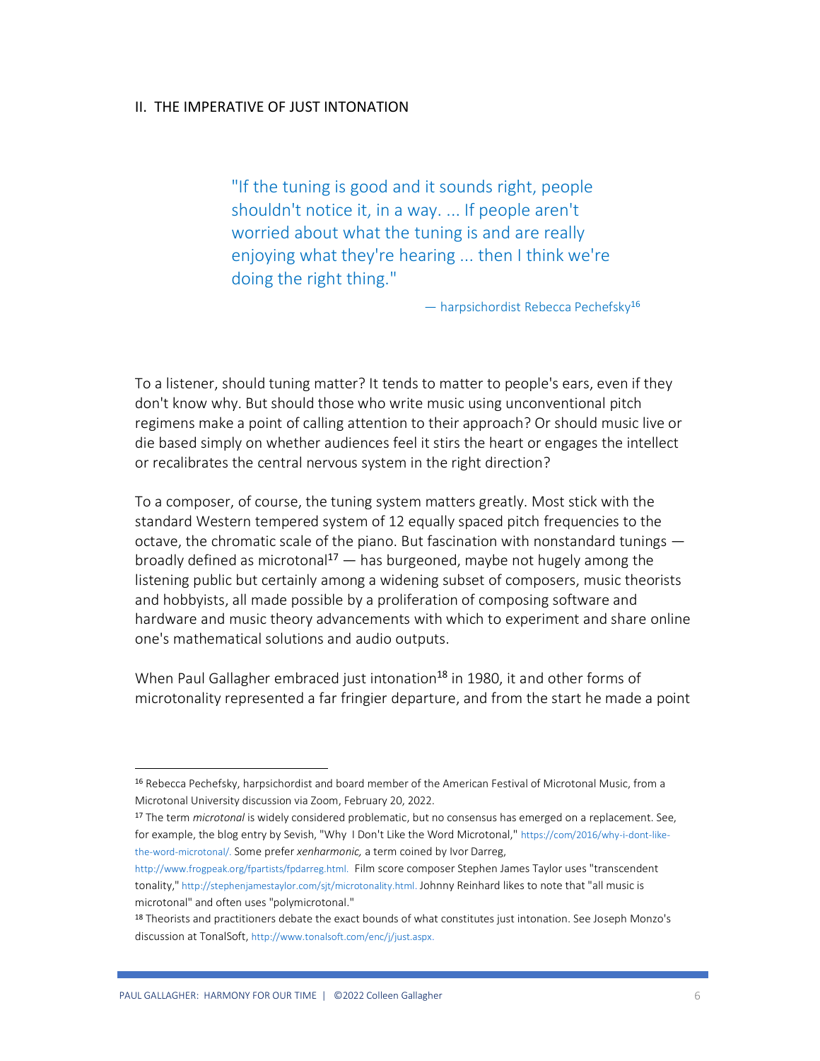## II. THE IMPERATIVE OF JUST INTONATION

> "If the tuning is good and it sounds right, people shouldn't notice it, in a way. ... If people aren't worried about what the tuning is and are really enjoying what they're hearing ... then I think we're doing the right thing."
>
> — harpsichordist Rebecca Pechefsky[16]

To a listener, should tuning matter? It tends to matter to people's ears, even if they don't know why. But should those who write music using unconventional pitch regimens make a point of calling attention to their approach? Or should music live or die based simply on whether audiences feel it stirs the heart or engages the intellect or recalibrates the central nervous system in the right direction?

To a composer, of course, the tuning system matters greatly. Most stick with the standard Western tempered system of 12 equally spaced pitch frequencies to the octave, the chromatic scale of the piano. But fascination with nonstandard tunings — broadly defined as microtonal[17] — has burgeoned, maybe not hugely among the listening public but certainly among a widening subset of composers, music theorists and hobbyists, all made possible by a proliferation of composing software and hardware and music theory advancements with which to experiment and share online one's mathematical solutions and audio outputs.

When Paul Gallagher embraced just intonation[18] in 1980, it and other forms of microtonality represented a far fringier departure, and from the start he made a point

---

[16] Rebecca Pechefsky, harpsichordist and board member of the American Festival of Microtonal Music, from a Microtonal University discussion via Zoom, February 20, 2022.

[17] The term *microtonal* is widely considered problematic, but no consensus has emerged on a replacement. See, for example, the blog entry by Sevish, "Why I Don't Like the Word Microtonal," https://com/2016/why-i-dont-like-the-word-microtonal/. Some prefer *xenharmonic,* a term coined by Ivor Darreg, http://www.frogpeak.org/fpartists/fpdarreg.html. Film score composer Stephen James Taylor uses "transcendent tonality," http://stephenjamestaylor.com/sjt/microtonality.html. Johnny Reinhard likes to note that "all music is microtonal" and often uses "polymicrotonal."

[18] Theorists and practitioners debate the exact bounds of what constitutes just intonation. See Joseph Monzo's discussion at TonalSoft, http://www.tonalsoft.com/enc/j/just.aspx.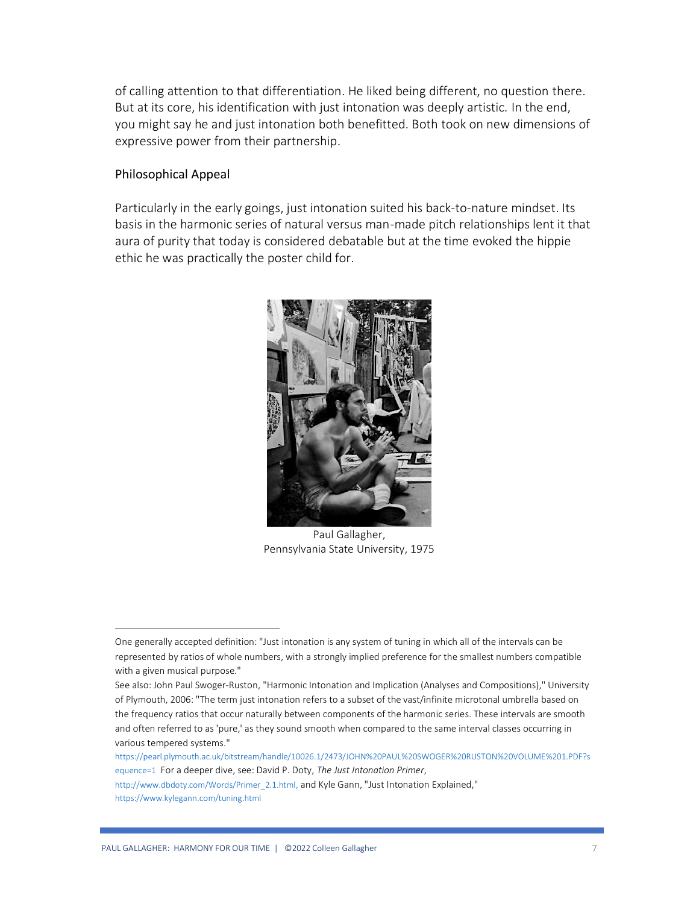of calling attention to that differentiation. He liked being different, no question there. But at its core, his identification with just intonation was deeply artistic. In the end, you might say he and just intonation both benefitted. Both took on new dimensions of expressive power from their partnership.

## Philosophical Appeal

Particularly in the early goings, just intonation suited his back-to-nature mindset. Its basis in the harmonic series of natural versus man-made pitch relationships lent it that aura of purity that today is considered debatable but at the time evoked the hippie ethic he was practically the poster child for.

Paul Gallagher,
Pennsylvania State University, 1975

---

One generally accepted definition: "Just intonation is any system of tuning in which all of the intervals can be represented by ratios of whole numbers, with a strongly implied preference for the smallest numbers compatible with a given musical purpose."

See also: John Paul Swoger-Ruston, "Harmonic Intonation and Implication (Analyses and Compositions)," University of Plymouth, 2006: "The term just intonation refers to a subset of the vast/infinite microtonal umbrella based on the frequency ratios that occur naturally between components of the harmonic series. These intervals are smooth and often referred to as 'pure,' as they sound smooth when compared to the same interval classes occurring in various tempered systems."

https://pearl.plymouth.ac.uk/bitstream/handle/10026.1/2473/JOHN%20PAUL%20SWOGER%20RUSTON%20VOLUME%201.PDF?sequence=1 For a deeper dive, see: David P. Doty, *The Just Intonation Primer*, http://www.dbdoty.com/Words/Primer_2.1.html, and Kyle Gann, "Just Intonation Explained," https://www.kylegann.com/tuning.html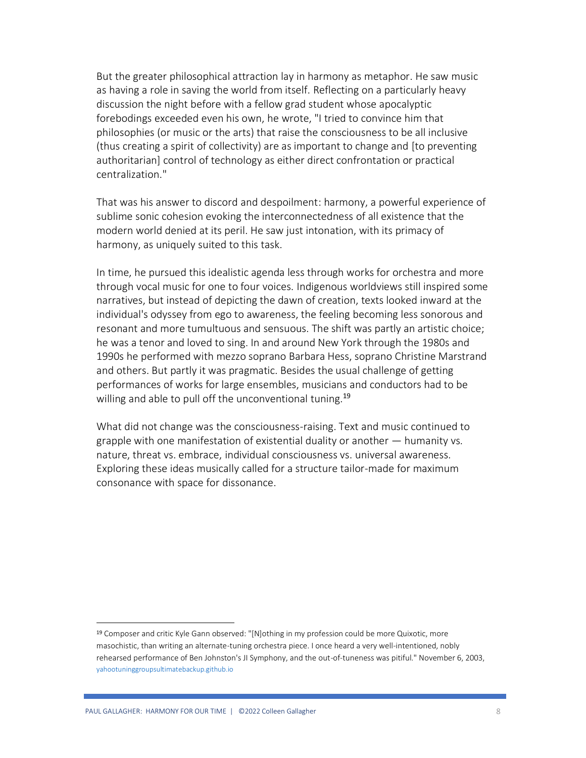But the greater philosophical attraction lay in harmony as metaphor. He saw music as having a role in saving the world from itself. Reflecting on a particularly heavy discussion the night before with a fellow grad student whose apocalyptic forebodings exceeded even his own, he wrote, "I tried to convince him that philosophies (or music or the arts) that raise the consciousness to be all inclusive (thus creating a spirit of collectivity) are as important to change and [to preventing authoritarian] control of technology as either direct confrontation or practical centralization."

That was his answer to discord and despoilment: harmony, a powerful experience of sublime sonic cohesion evoking the interconnectedness of all existence that the modern world denied at its peril. He saw just intonation, with its primacy of harmony, as uniquely suited to this task.

In time, he pursued this idealistic agenda less through works for orchestra and more through vocal music for one to four voices. Indigenous worldviews still inspired some narratives, but instead of depicting the dawn of creation, texts looked inward at the individual's odyssey from ego to awareness, the feeling becoming less sonorous and resonant and more tumultuous and sensuous. The shift was partly an artistic choice; he was a tenor and loved to sing. In and around New York through the 1980s and 1990s he performed with mezzo soprano Barbara Hess, soprano Christine Marstrand and others. But partly it was pragmatic. Besides the usual challenge of getting performances of works for large ensembles, musicians and conductors had to be willing and able to pull off the unconventional tuning.[19]

What did not change was the consciousness-raising. Text and music continued to grapple with one manifestation of existential duality or another — humanity vs. nature, threat vs. embrace, individual consciousness vs. universal awareness. Exploring these ideas musically called for a structure tailor-made for maximum consonance with space for dissonance.

---

[19] Composer and critic Kyle Gann observed: "[N]othing in my profession could be more Quixotic, more masochistic, than writing an alternate-tuning orchestra piece. I once heard a very well-intentioned, nobly rehearsed performance of Ben Johnston's JI Symphony, and the out-of-tuneness was pitiful." November 6, 2003, yahootuninggroupsultimatebackup.github.io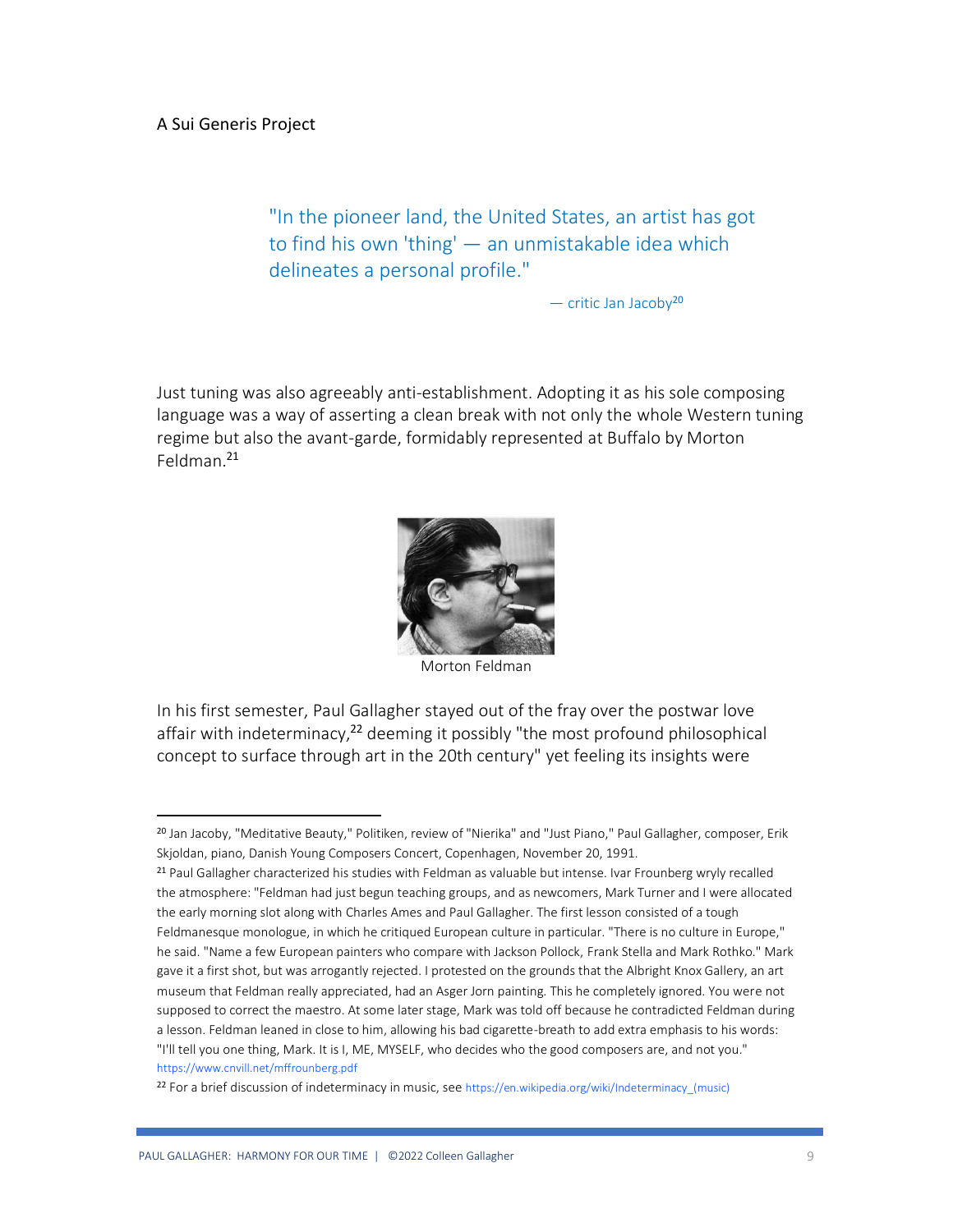A Sui Generis Project

> "In the pioneer land, the United States, an artist has got to find his own 'thing' — an unmistakable idea which delineates a personal profile."
>
> — critic Jan Jacoby[20]

Just tuning was also agreeably anti-establishment. Adopting it as his sole composing language was a way of asserting a clean break with not only the whole Western tuning regime but also the avant-garde, formidably represented at Buffalo by Morton Feldman.[21]

Morton Feldman

In his first semester, Paul Gallagher stayed out of the fray over the postwar love affair with indeterminacy,[22] deeming it possibly "the most profound philosophical concept to surface through art in the 20th century" yet feeling its insights were

---

[20] Jan Jacoby, "Meditative Beauty," Politiken, review of "Nierika" and "Just Piano," Paul Gallagher, composer, Erik Skjoldan, piano, Danish Young Composers Concert, Copenhagen, November 20, 1991.

[21] Paul Gallagher characterized his studies with Feldman as valuable but intense. Ivar Frounberg wryly recalled the atmosphere: "Feldman had just begun teaching groups, and as newcomers, Mark Turner and I were allocated the early morning slot along with Charles Ames and Paul Gallagher. The first lesson consisted of a tough Feldmanesque monologue, in which he critiqued European culture in particular. "There is no culture in Europe," he said. "Name a few European painters who compare with Jackson Pollock, Frank Stella and Mark Rothko." Mark gave it a first shot, but was arrogantly rejected. I protested on the grounds that the Albright Knox Gallery, an art museum that Feldman really appreciated, had an Asger Jorn painting. This he completely ignored. You were not supposed to correct the maestro. At some later stage, Mark was told off because he contradicted Feldman during a lesson. Feldman leaned in close to him, allowing his bad cigarette-breath to add extra emphasis to his words: "I'll tell you one thing, Mark. It is I, ME, MYSELF, who decides who the good composers are, and not you." https://www.cnvill.net/mffrounberg.pdf

[22] For a brief discussion of indeterminacy in music, see https://en.wikipedia.org/wiki/Indeterminacy_(music)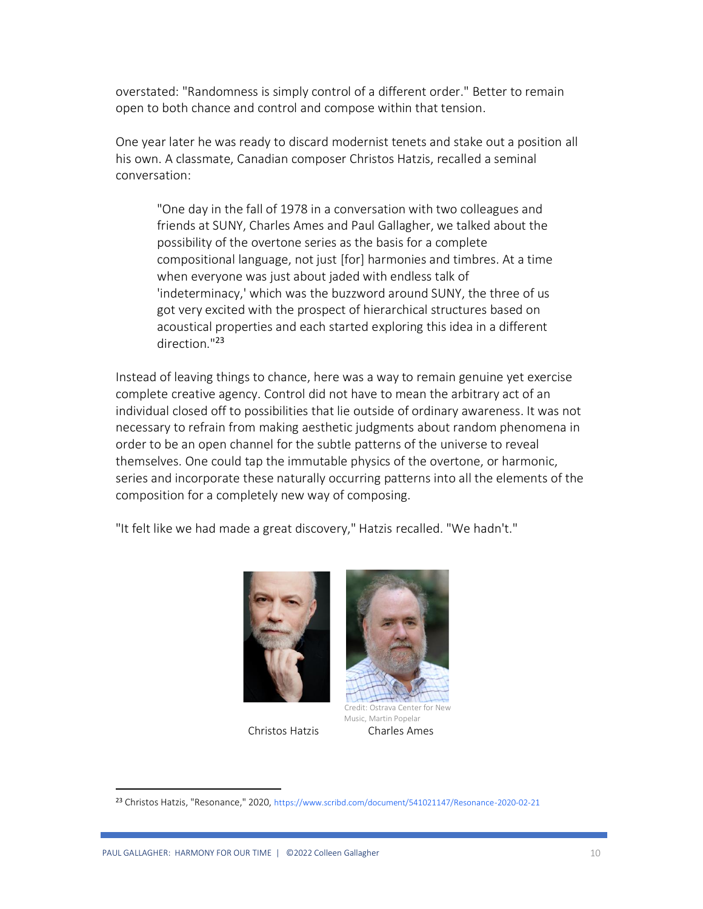overstated: "Randomness is simply control of a different order." Better to remain open to both chance and control and compose within that tension.

One year later he was ready to discard modernist tenets and stake out a position all his own. A classmate, Canadian composer Christos Hatzis, recalled a seminal conversation:

> "One day in the fall of 1978 in a conversation with two colleagues and friends at SUNY, Charles Ames and Paul Gallagher, we talked about the possibility of the overtone series as the basis for a complete compositional language, not just [for] harmonies and timbres. At a time when everyone was just about jaded with endless talk of 'indeterminacy,' which was the buzzword around SUNY, the three of us got very excited with the prospect of hierarchical structures based on acoustical properties and each started exploring this idea in a different direction."[23]

Instead of leaving things to chance, here was a way to remain genuine yet exercise complete creative agency. Control did not have to mean the arbitrary act of an individual closed off to possibilities that lie outside of ordinary awareness. It was not necessary to refrain from making aesthetic judgments about random phenomena in order to be an open channel for the subtle patterns of the universe to reveal themselves. One could tap the immutable physics of the overtone, or harmonic, series and incorporate these naturally occurring patterns into all the elements of the composition for a completely new way of composing.

"It felt like we had made a great discovery," Hatzis recalled. "We hadn't."

Christos Hatzis

Credit: Ostrava Center for New Music, Martin Popelar

Charles Ames

---

[23] Christos Hatzis, "Resonance," 2020, https://www.scribd.com/document/541021147/Resonance-2020-02-21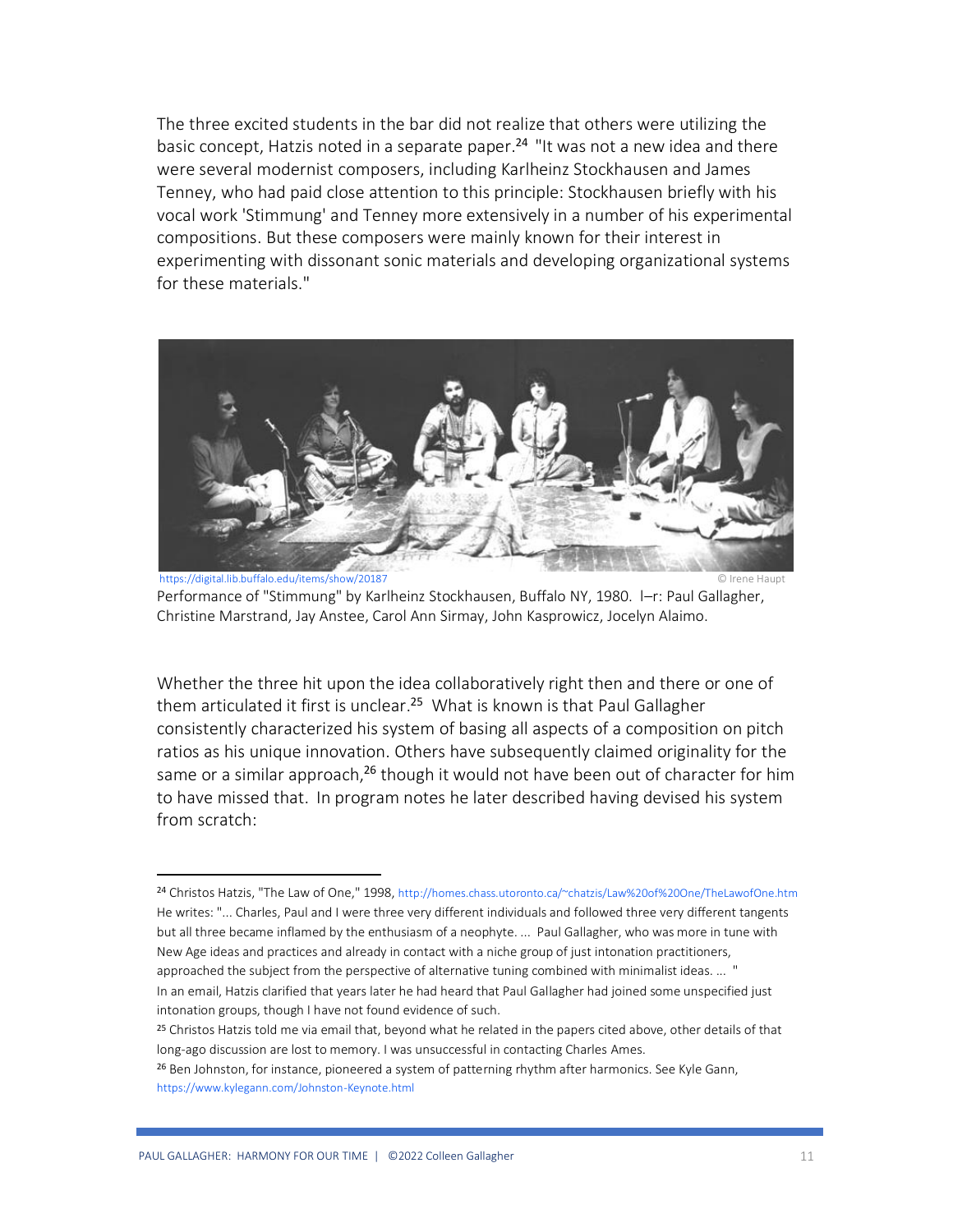The three excited students in the bar did not realize that others were utilizing the basic concept, Hatzis noted in a separate paper.[24] "It was not a new idea and there were several modernist composers, including Karlheinz Stockhausen and James Tenney, who had paid close attention to this principle: Stockhausen briefly with his vocal work 'Stimmung' and Tenney more extensively in a number of his experimental compositions. But these composers were mainly known for their interest in experimenting with dissonant sonic materials and developing organizational systems for these materials."

https://digital.lib.buffalo.edu/items/show/20187 © Irene Haupt

Performance of "Stimmung" by Karlheinz Stockhausen, Buffalo NY, 1980. l–r: Paul Gallagher, Christine Marstrand, Jay Anstee, Carol Ann Sirmay, John Kasprowicz, Jocelyn Alaimo.

Whether the three hit upon the idea collaboratively right then and there or one of them articulated it first is unclear.[25] What is known is that Paul Gallagher consistently characterized his system of basing all aspects of a composition on pitch ratios as his unique innovation. Others have subsequently claimed originality for the same or a similar approach,[26] though it would not have been out of character for him to have missed that. In program notes he later described having devised his system from scratch:

---

[24] Christos Hatzis, "The Law of One," 1998, http://homes.chass.utoronto.ca/~chatzis/Law%20of%20One/TheLawofOne.htm
He writes: "... Charles, Paul and I were three very different individuals and followed three very different tangents but all three became inflamed by the enthusiasm of a neophyte. ... Paul Gallagher, who was more in tune with New Age ideas and practices and already in contact with a niche group of just intonation practitioners, approached the subject from the perspective of alternative tuning combined with minimalist ideas. ... "
In an email, Hatzis clarified that years later he had heard that Paul Gallagher had joined some unspecified just intonation groups, though I have not found evidence of such.

[25] Christos Hatzis told me via email that, beyond what he related in the papers cited above, other details of that long-ago discussion are lost to memory. I was unsuccessful in contacting Charles Ames.

[26] Ben Johnston, for instance, pioneered a system of patterning rhythm after harmonics. See Kyle Gann, https://www.kylegann.com/Johnston-Keynote.html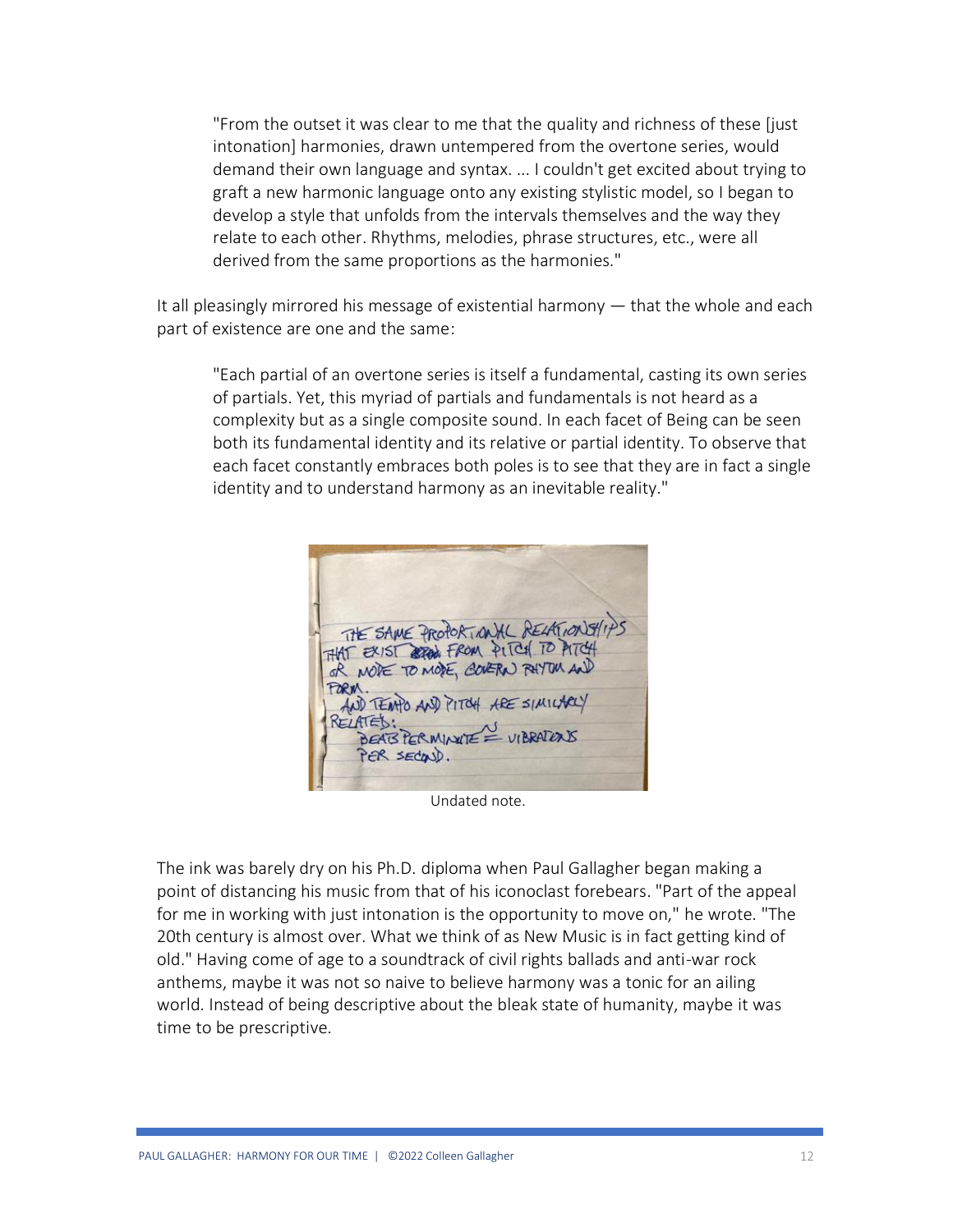> "From the outset it was clear to me that the quality and richness of these [just intonation] harmonies, drawn untempered from the overtone series, would demand their own language and syntax. ... I couldn't get excited about trying to graft a new harmonic language onto any existing stylistic model, so I began to develop a style that unfolds from the intervals themselves and the way they relate to each other. Rhythms, melodies, phrase structures, etc., were all derived from the same proportions as the harmonies."

It all pleasingly mirrored his message of existential harmony — that the whole and each part of existence are one and the same:

> "Each partial of an overtone series is itself a fundamental, casting its own series of partials. Yet, this myriad of partials and fundamentals is not heard as a complexity but as a single composite sound. In each facet of Being can be seen both its fundamental identity and its relative or partial identity. To observe that each facet constantly embraces both poles is to see that they are in fact a single identity and to understand harmony as an inevitable reality."

Undated note.

The ink was barely dry on his Ph.D. diploma when Paul Gallagher began making a point of distancing his music from that of his iconoclast forebears. "Part of the appeal for me in working with just intonation is the opportunity to move on," he wrote. "The 20th century is almost over. What we think of as New Music is in fact getting kind of old." Having come of age to a soundtrack of civil rights ballads and anti-war rock anthems, maybe it was not so naive to believe harmony was a tonic for an ailing world. Instead of being descriptive about the bleak state of humanity, maybe it was time to be prescriptive.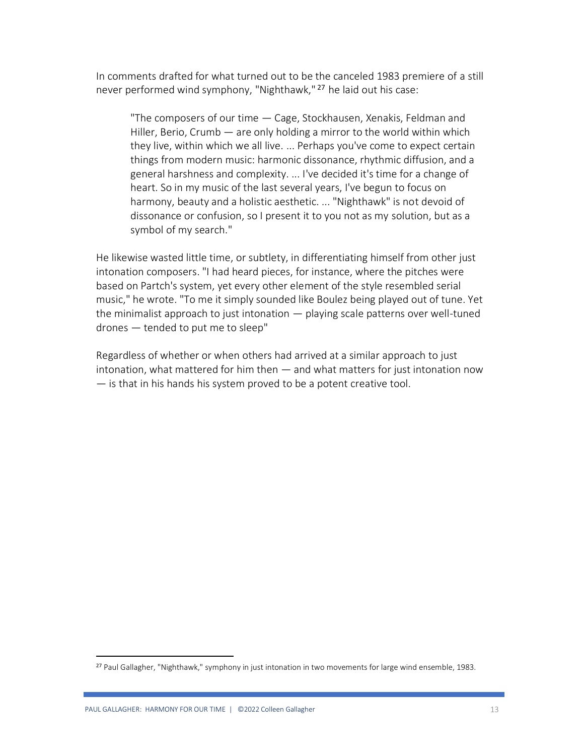In comments drafted for what turned out to be the canceled 1983 premiere of a still never performed wind symphony, "Nighthawk," [27] he laid out his case:

> "The composers of our time — Cage, Stockhausen, Xenakis, Feldman and Hiller, Berio, Crumb — are only holding a mirror to the world within which they live, within which we all live. ... Perhaps you've come to expect certain things from modern music: harmonic dissonance, rhythmic diffusion, and a general harshness and complexity. ... I've decided it's time for a change of heart. So in my music of the last several years, I've begun to focus on harmony, beauty and a holistic aesthetic. ... "Nighthawk" is not devoid of dissonance or confusion, so I present it to you not as my solution, but as a symbol of my search."

He likewise wasted little time, or subtlety, in differentiating himself from other just intonation composers. "I had heard pieces, for instance, where the pitches were based on Partch's system, yet every other element of the style resembled serial music," he wrote. "To me it simply sounded like Boulez being played out of tune. Yet the minimalist approach to just intonation — playing scale patterns over well-tuned drones — tended to put me to sleep"

Regardless of whether or when others had arrived at a similar approach to just intonation, what mattered for him then — and what matters for just intonation now — is that in his hands his system proved to be a potent creative tool.

[27] Paul Gallagher, "Nighthawk," symphony in just intonation in two movements for large wind ensemble, 1983.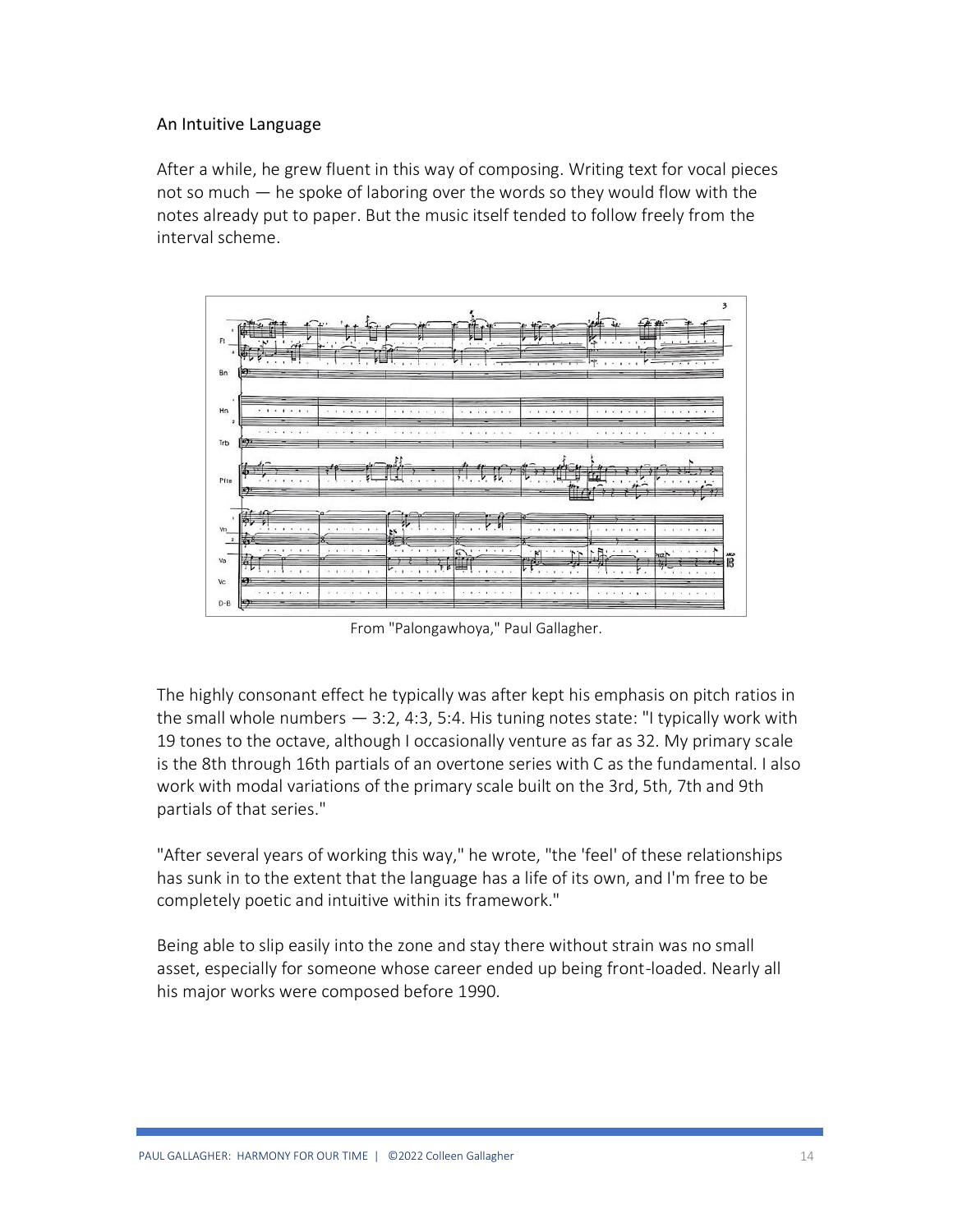## An Intuitive Language

After a while, he grew fluent in this way of composing. Writing text for vocal pieces not so much — he spoke of laboring over the words so they would flow with the notes already put to paper. But the music itself tended to follow freely from the interval scheme.

From "Palongawhoya," Paul Gallagher.

The highly consonant effect he typically was after kept his emphasis on pitch ratios in the small whole numbers — 3:2, 4:3, 5:4. His tuning notes state: "I typically work with 19 tones to the octave, although I occasionally venture as far as 32. My primary scale is the 8th through 16th partials of an overtone series with C as the fundamental. I also work with modal variations of the primary scale built on the 3rd, 5th, 7th and 9th partials of that series."

"After several years of working this way," he wrote, "the 'feel' of these relationships has sunk in to the extent that the language has a life of its own, and I'm free to be completely poetic and intuitive within its framework."

Being able to slip easily into the zone and stay there without strain was no small asset, especially for someone whose career ended up being front-loaded. Nearly all his major works were composed before 1990.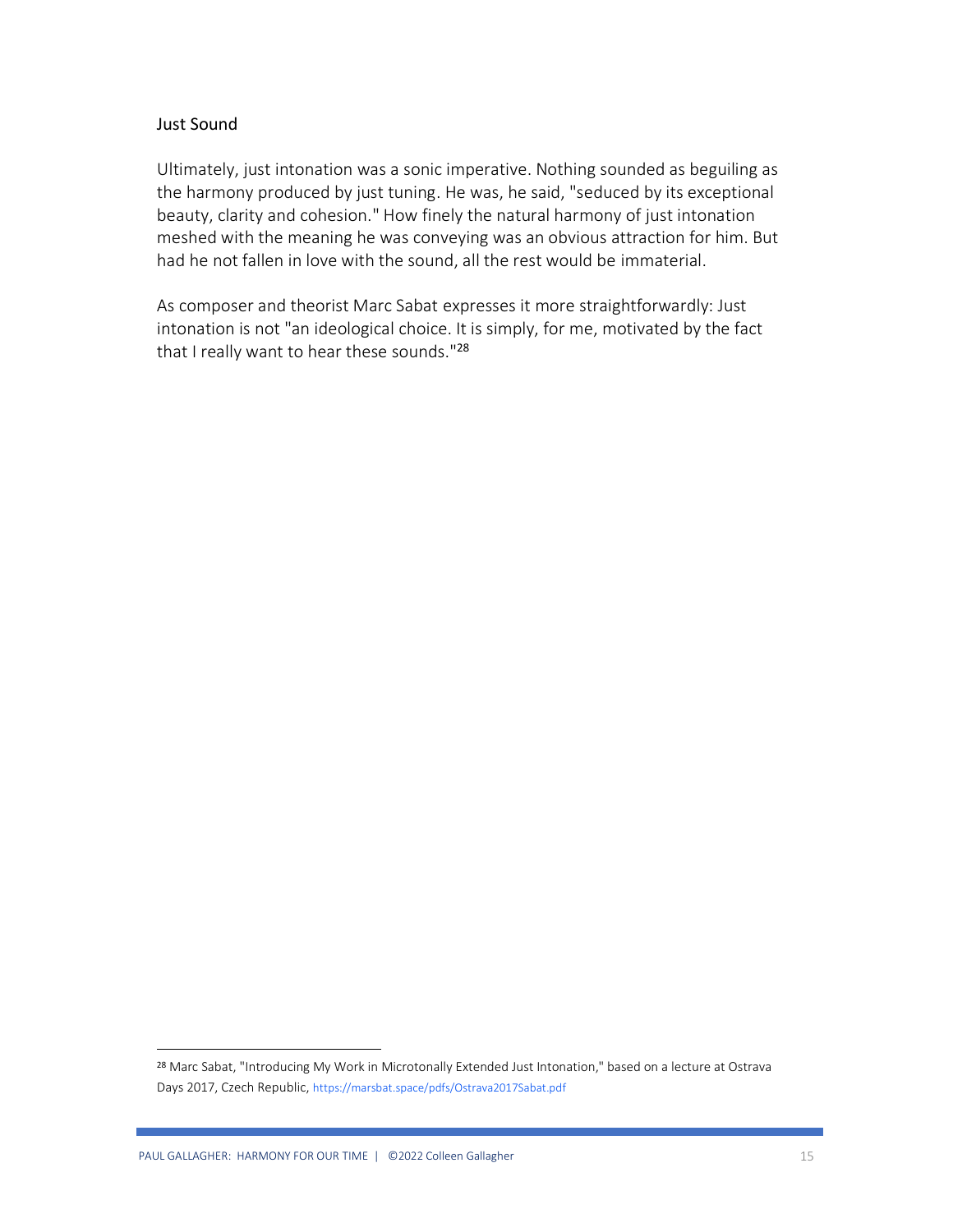## Just Sound

Ultimately, just intonation was a sonic imperative. Nothing sounded as beguiling as the harmony produced by just tuning. He was, he said, "seduced by its exceptional beauty, clarity and cohesion." How finely the natural harmony of just intonation meshed with the meaning he was conveying was an obvious attraction for him. But had he not fallen in love with the sound, all the rest would be immaterial.

As composer and theorist Marc Sabat expresses it more straightforwardly: Just intonation is not "an ideological choice. It is simply, for me, motivated by the fact that I really want to hear these sounds."[28]

[28] Marc Sabat, "Introducing My Work in Microtonally Extended Just Intonation," based on a lecture at Ostrava Days 2017, Czech Republic, https://marsbat.space/pdfs/Ostrava2017Sabat.pdf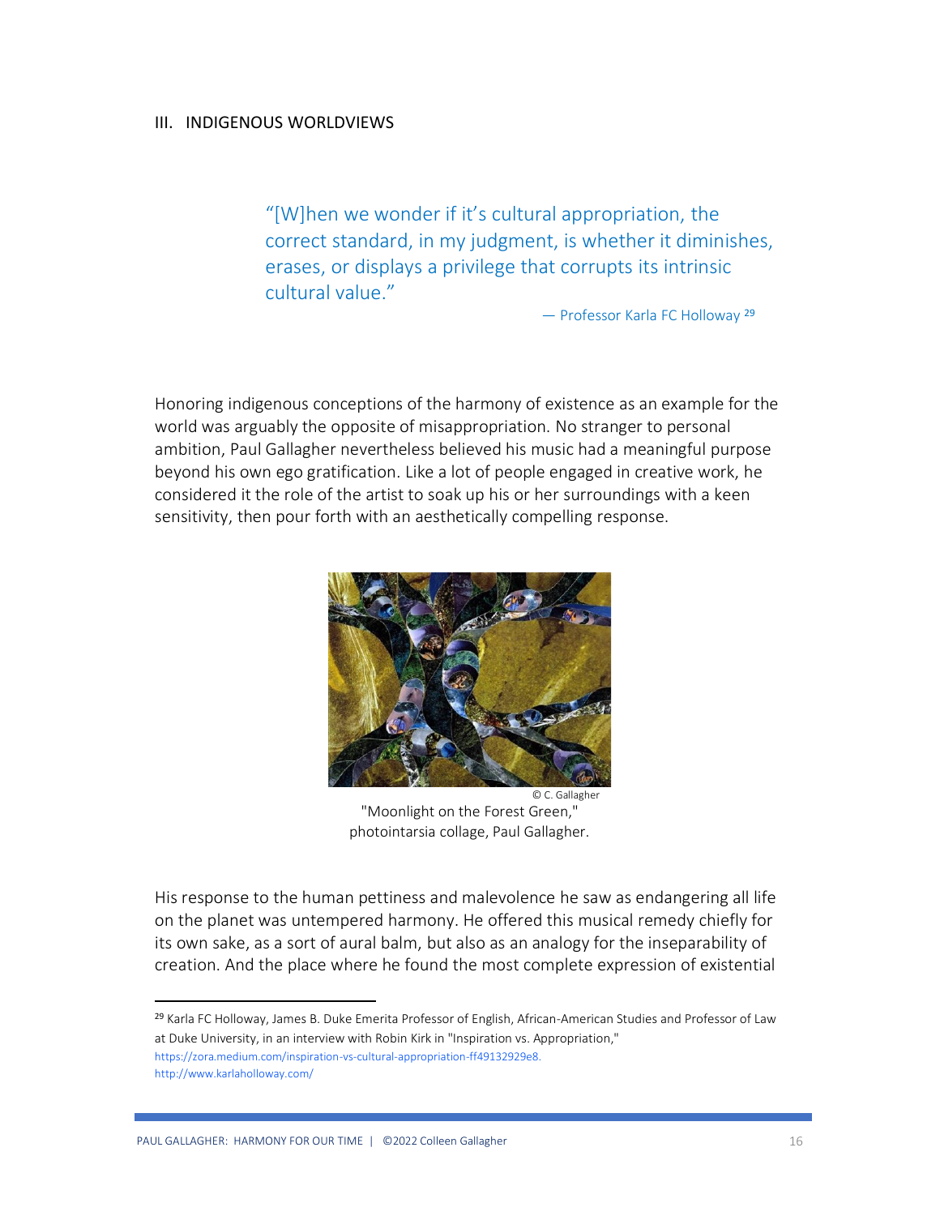## III. INDIGENOUS WORLDVIEWS

> "[W]hen we wonder if it's cultural appropriation, the correct standard, in my judgment, is whether it diminishes, erases, or displays a privilege that corrupts its intrinsic cultural value."
>
> — Professor Karla FC Holloway [29]

Honoring indigenous conceptions of the harmony of existence as an example for the world was arguably the opposite of misappropriation. No stranger to personal ambition, Paul Gallagher nevertheless believed his music had a meaningful purpose beyond his own ego gratification. Like a lot of people engaged in creative work, he considered it the role of the artist to soak up his or her surroundings with a keen sensitivity, then pour forth with an aesthetically compelling response.

© C. Gallagher

"Moonlight on the Forest Green," photointarsia collage, Paul Gallagher.

His response to the human pettiness and malevolence he saw as endangering all life on the planet was untempered harmony. He offered this musical remedy chiefly for its own sake, as a sort of aural balm, but also as an analogy for the inseparability of creation. And the place where he found the most complete expression of existential

---

[29] Karla FC Holloway, James B. Duke Emerita Professor of English, African-American Studies and Professor of Law at Duke University, in an interview with Robin Kirk in "Inspiration vs. Appropriation," https://zora.medium.com/inspiration-vs-cultural-appropriation-ff49132929e8. http://www.karlaholloway.com/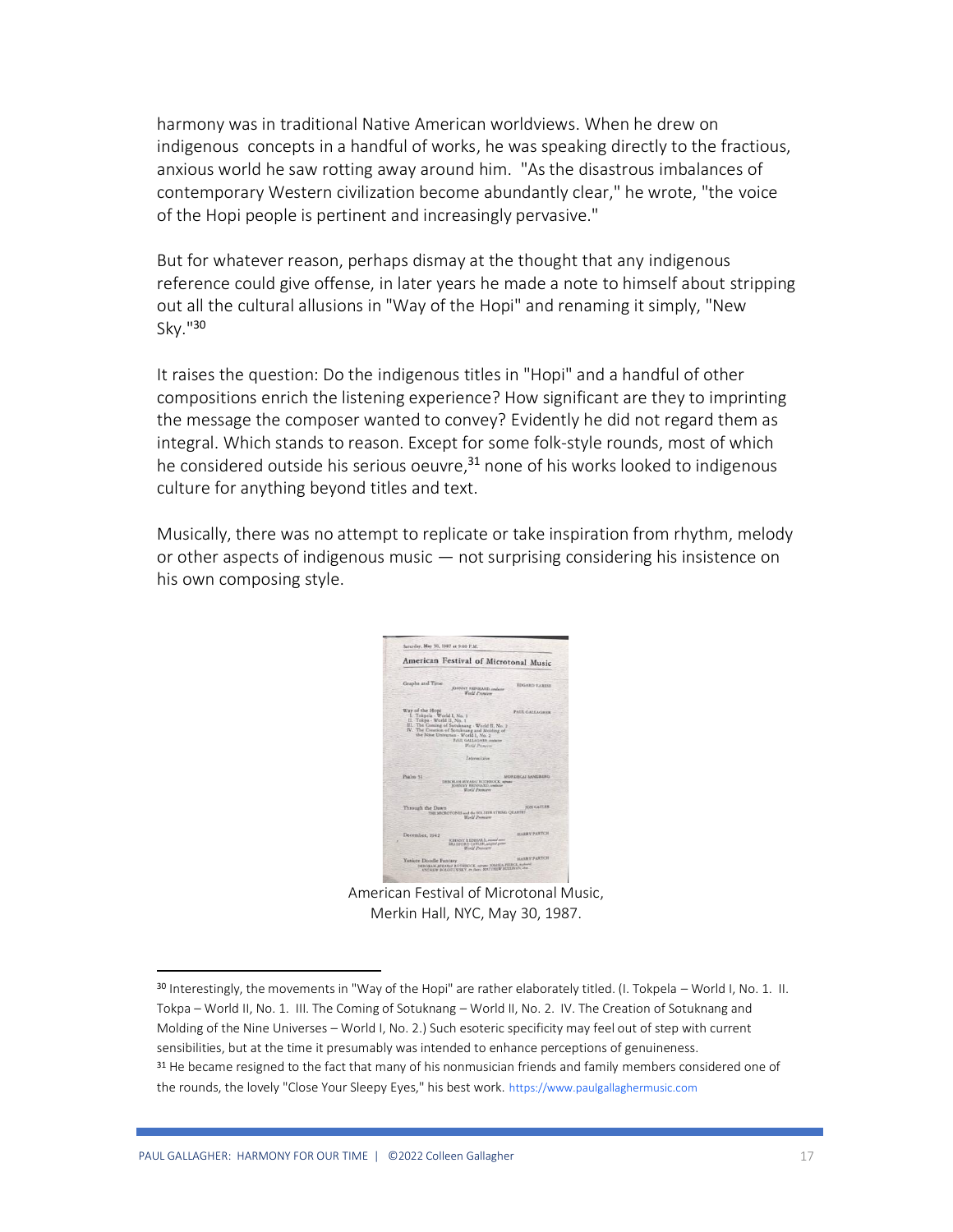harmony was in traditional Native American worldviews. When he drew on indigenous concepts in a handful of works, he was speaking directly to the fractious, anxious world he saw rotting away around him. "As the disastrous imbalances of contemporary Western civilization become abundantly clear," he wrote, "the voice of the Hopi people is pertinent and increasingly pervasive."

But for whatever reason, perhaps dismay at the thought that any indigenous reference could give offense, in later years he made a note to himself about stripping out all the cultural allusions in "Way of the Hopi" and renaming it simply, "New Sky."[30]

It raises the question: Do the indigenous titles in "Hopi" and a handful of other compositions enrich the listening experience? How significant are they to imprinting the message the composer wanted to convey? Evidently he did not regard them as integral. Which stands to reason. Except for some folk-style rounds, most of which he considered outside his serious oeuvre,[31] none of his works looked to indigenous culture for anything beyond titles and text.

Musically, there was no attempt to replicate or take inspiration from rhythm, melody or other aspects of indigenous music — not surprising considering his insistence on his own composing style.

American Festival of Microtonal Music, Merkin Hall, NYC, May 30, 1987.

---

[30] Interestingly, the movements in "Way of the Hopi" are rather elaborately titled. (I. Tokpela – World I, No. 1. II. Tokpa – World II, No. 1. III. The Coming of Sotuknang – World II, No. 2. IV. The Creation of Sotuknang and Molding of the Nine Universes – World I, No. 2.) Such esoteric specificity may feel out of step with current sensibilities, but at the time it presumably was intended to enhance perceptions of genuineness.

[31] He became resigned to the fact that many of his nonmusician friends and family members considered one of the rounds, the lovely "Close Your Sleepy Eyes," his best work. https://www.paulgallaghermusic.com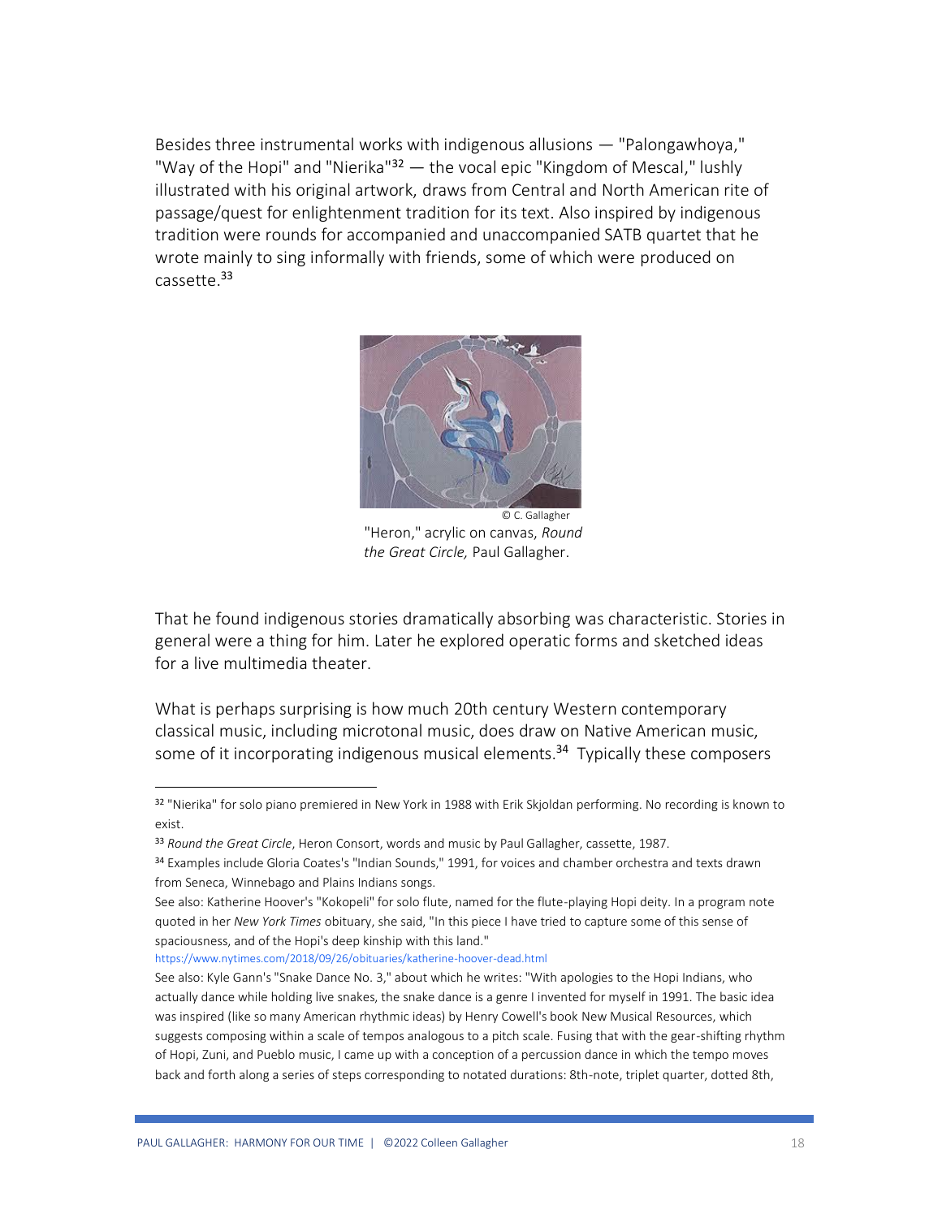Besides three instrumental works with indigenous allusions — "Palongawhoya," "Way of the Hopi" and "Nierika"[32] — the vocal epic "Kingdom of Mescal," lushly illustrated with his original artwork, draws from Central and North American rite of passage/quest for enlightenment tradition for its text. Also inspired by indigenous tradition were rounds for accompanied and unaccompanied SATB quartet that he wrote mainly to sing informally with friends, some of which were produced on cassette.[33]

© C. Gallagher

"Heron," acrylic on canvas, *Round the Great Circle,* Paul Gallagher.

That he found indigenous stories dramatically absorbing was characteristic. Stories in general were a thing for him. Later he explored operatic forms and sketched ideas for a live multimedia theater.

What is perhaps surprising is how much 20th century Western contemporary classical music, including microtonal music, does draw on Native American music, some of it incorporating indigenous musical elements.[34] Typically these composers

---

[32] "Nierika" for solo piano premiered in New York in 1988 with Erik Skjoldan performing. No recording is known to exist.

[33] *Round the Great Circle*, Heron Consort, words and music by Paul Gallagher, cassette, 1987.

[34] Examples include Gloria Coates's "Indian Sounds," 1991, for voices and chamber orchestra and texts drawn from Seneca, Winnebago and Plains Indians songs.

See also: Katherine Hoover's "Kokopeli" for solo flute, named for the flute-playing Hopi deity. In a program note quoted in her *New York Times* obituary, she said, "In this piece I have tried to capture some of this sense of spaciousness, and of the Hopi's deep kinship with this land."

https://www.nytimes.com/2018/09/26/obituaries/katherine-hoover-dead.html

See also: Kyle Gann's "Snake Dance No. 3," about which he writes: "With apologies to the Hopi Indians, who actually dance while holding live snakes, the snake dance is a genre I invented for myself in 1991. The basic idea was inspired (like so many American rhythmic ideas) by Henry Cowell's book New Musical Resources, which suggests composing within a scale of tempos analogous to a pitch scale. Fusing that with the gear-shifting rhythm of Hopi, Zuni, and Pueblo music, I came up with a conception of a percussion dance in which the tempo moves back and forth along a series of steps corresponding to notated durations: 8th-note, triplet quarter, dotted 8th,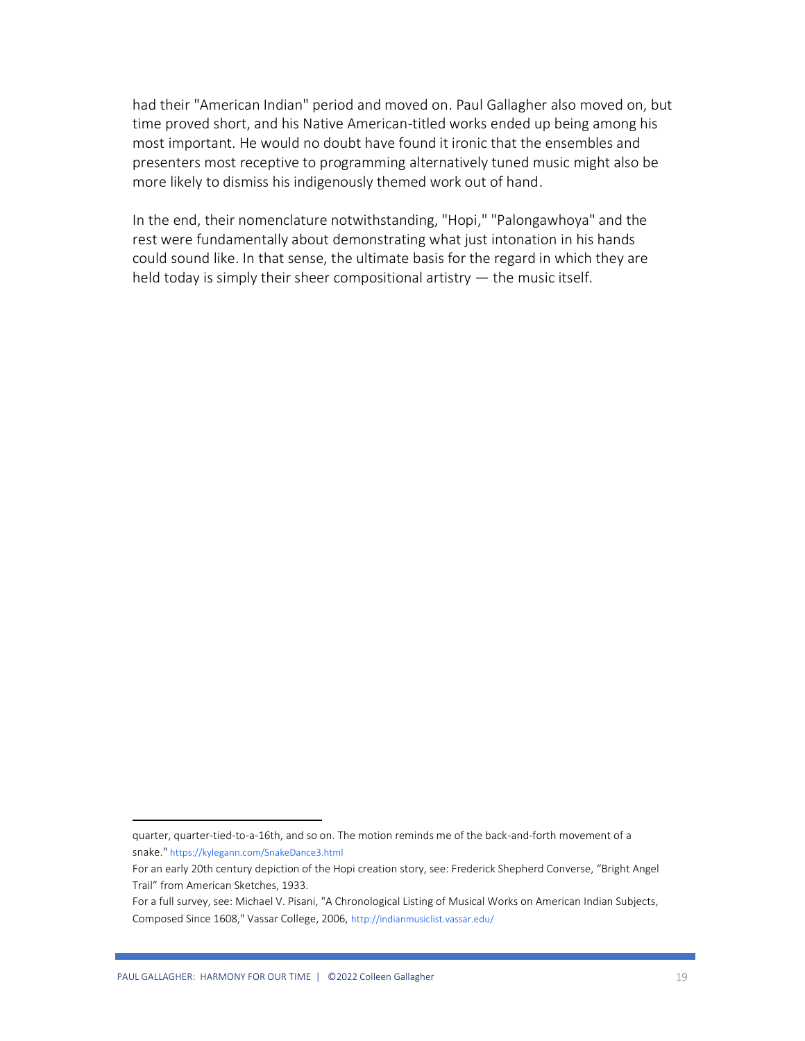had their "American Indian" period and moved on. Paul Gallagher also moved on, but time proved short, and his Native American-titled works ended up being among his most important. He would no doubt have found it ironic that the ensembles and presenters most receptive to programming alternatively tuned music might also be more likely to dismiss his indigenously themed work out of hand.

In the end, their nomenclature notwithstanding, "Hopi," "Palongawhoya" and the rest were fundamentally about demonstrating what just intonation in his hands could sound like. In that sense, the ultimate basis for the regard in which they are held today is simply their sheer compositional artistry — the music itself.

---

quarter, quarter-tied-to-a-16th, and so on. The motion reminds me of the back-and-forth movement of a snake." https://kylegann.com/SnakeDance3.html

For an early 20th century depiction of the Hopi creation story, see: Frederick Shepherd Converse, "Bright Angel Trail" from American Sketches, 1933.

For a full survey, see: Michael V. Pisani, "A Chronological Listing of Musical Works on American Indian Subjects, Composed Since 1608," Vassar College, 2006, http://indianmusiclist.vassar.edu/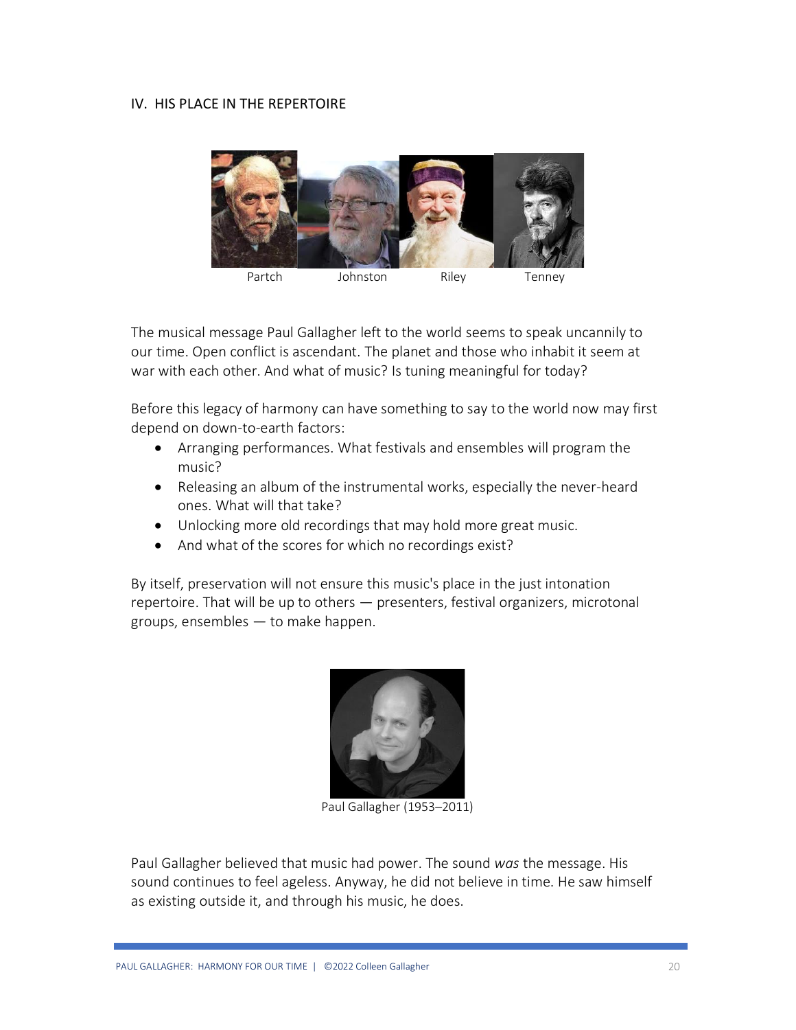## IV. HIS PLACE IN THE REPERTOIRE

Partch Johnston Riley Tenney

The musical message Paul Gallagher left to the world seems to speak uncannily to our time. Open conflict is ascendant. The planet and those who inhabit it seem at war with each other. And what of music? Is tuning meaningful for today?

Before this legacy of harmony can have something to say to the world now may first depend on down-to-earth factors:

- Arranging performances. What festivals and ensembles will program the music?
- Releasing an album of the instrumental works, especially the never-heard ones. What will that take?
- Unlocking more old recordings that may hold more great music.
- And what of the scores for which no recordings exist?

By itself, preservation will not ensure this music's place in the just intonation repertoire. That will be up to others — presenters, festival organizers, microtonal groups, ensembles — to make happen.

Paul Gallagher (1953–2011)

Paul Gallagher believed that music had power. The sound *was* the message. His sound continues to feel ageless. Anyway, he did not believe in time. He saw himself as existing outside it, and through his music, he does.